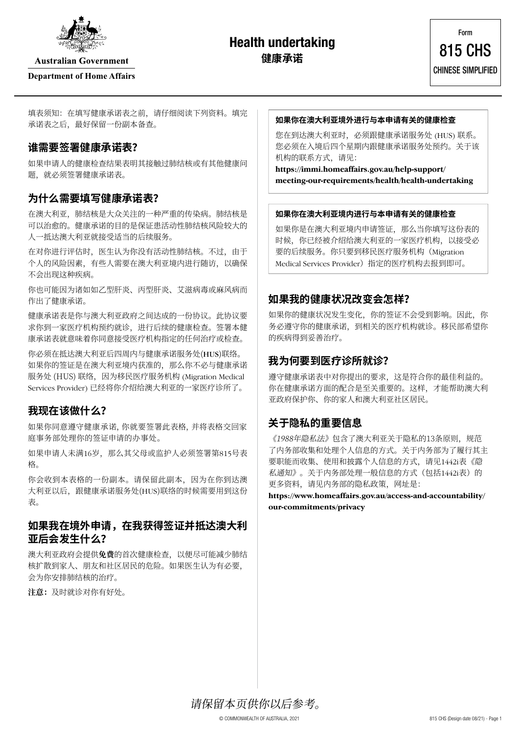Australian Government

Department of Home Affairs

# Health undertaking
# 健康承诺

Form
815 CHS
CHINESE SIMPLIFIED

填表须知：在填写健康承诺表之前，请仔细阅读下列资料。填完承诺表之后，最好保留一份副本备查。

## 谁需要签署健康承诺表?

如果申请人的健康检查结果表明其接触过肺结核或有其他健康问题，就必须签署健康承诺表。

## 为什么需要填写健康承诺表?

在澳大利亚，肺结核是大众关注的一种严重的传染病。肺结核是可以治愈的。健康承诺的目的是保证患活动性肺结核风险较大的人一抵达澳大利亚就接受适当的后续服务。

在对你进行评估时，医生认为你没有活动性肺结核。不过，由于个人的风险因素，有些人需要在澳大利亚境内进行随访，以确保不会出现这种疾病。

你也可能因为诸如如乙型肝炎、丙型肝炎、艾滋病毒或麻风病而作出了健康承诺。

健康承诺表是你与澳大利亚政府之间达成的一份协议。此协议要求你到一家医疗机构预约就诊，进行后续的健康检查。签署本健康承诺表就意味着你同意接受医疗机构指定的任何治疗或检查。

你必须在抵达澳大利亚后四周内与健康承诺服务处(HUS)联络。如果你的签证是在澳大利亚境内获准的，那么你不必与健康承诺服务处 (HUS) 联络，因为移民医疗服务机构 (Migration Medical Services Provider) 已经将你介绍给澳大利亚的一家医疗诊所了。

## 我现在该做什么?

如果你同意遵守健康承诺, 你就要签署此表格, 并将表格交回家庭事务部处理你的签证申请的办事处。

如果申请人未满16岁，那么其父母或监护人必须签署第815号表格。

你会收到本表格的一份副本。请保留此副本，因为在你到达澳大利亚以后，跟健康承诺服务处(HUS)联络的时候需要用到这份表。

## 如果我在境外申请，在我获得签证并抵达澳大利亚后会发生什么?

澳大利亚政府会提供**免费**的首次健康检查，以便尽可能减少肺结核扩散到家人、朋友和社区居民的危险。如果医生认为有必要，会为你安排肺结核的治疗。

**注意：**及时就诊对你有好处。

**如果你在澳大利亚境外进行与本申请有关的健康检查**

您在到达澳大利亚时，必须跟健康承诺服务处 (HUS) 联系。您必须在入境后四个星期内跟健康承诺服务处预约。关于该机构的联系方式，请见：
**https://immi.homeaffairs.gov.au/help-support/meeting-our-requirements/health/health-undertaking**

**如果你在澳大利亚境内进行与本申请有关的健康检查**

如果你是在澳大利亚境内申请签证，那么当你填写这份表的时候，你已经被介绍给澳大利亚的一家医疗机构，以接受必要的后续服务。你只要到移民医疗服务机构（Migration Medical Services Provider）指定的医疗机构去报到即可。

## 如果我的健康状况改变会怎样?

如果你的健康状况发生变化，你的签证不会受到影响。因此，你务必遵守你的健康承诺，到相关的医疗机构就诊。移民部希望你的疾病得到妥善治疗。

## 我为何要到医疗诊所就诊?

遵守健康承诺表中对你提出的要求，这是符合你的最佳利益的。你在健康承诺方面的配合是至关重要的。这样，才能帮助澳大利亚政府保护你、你的家人和澳大利亚社区居民。

## 关于隐私的重要信息

*《1988年隐私法》*包含了澳大利亚关于隐私的13条原则，规范了内务部收集和处理个人信息的方式。关于内务部为了履行其主要职能而收集、使用和披露个人信息的方式，请见1442i表*《隐私通知》*。关于内务部处理一般信息的方式（包括1442i表）的更多资料，请见内务部的隐私政策，网址是：
**https://www.homeaffairs.gov.au/access-and-accountability/our-commitments/privacy**

*请保留本页供你以后参考。*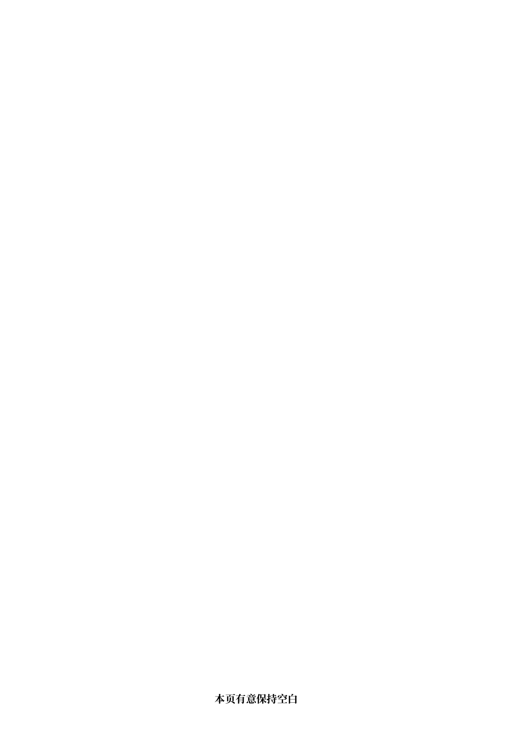**本页有意保持空白**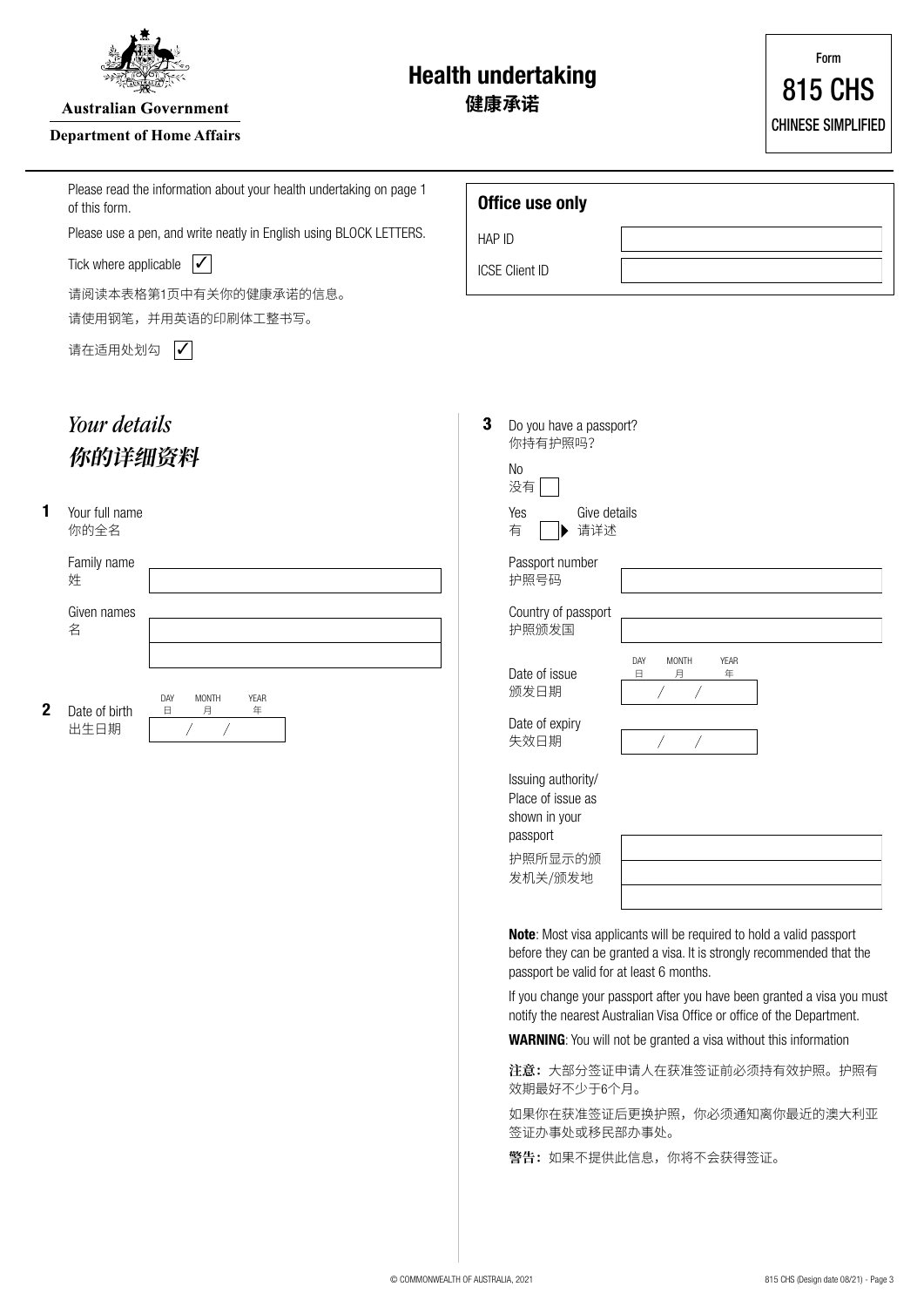Australian Government

Department of Home Affairs

# Health undertaking
# 健康承诺

Form 815 CHS
CHINESE SIMPLIFIED

Please read the information about your health undertaking on page 1 of this form.

Please use a pen, and write neatly in English using BLOCK LETTERS.

Tick where applicable ✓

请阅读本表格第1页中有关你的健康承诺的信息。

请使用钢笔，并用英语的印刷体工整书写。

请在适用处划勾 ✓

**Office use only**

| | |
|---|---|
| HAP ID | |
| ICSE Client ID | |

## *Your details*
## *你的详细资料*

**1** Your full name
你的全名

Family name
姓

Given names
名

**2** Date of birth
出生日期

DAY 日 / MONTH 月 / YEAR 年

**3** Do you have a passport?
你持有护照吗？

No
没有

Yes ▶ Give details
有 ▶ 请详述

Passport number
护照号码

Country of passport
护照颁发国

Date of issue
颁发日期

DAY 日 / MONTH 月 / YEAR 年

Date of expiry
失效日期

Issuing authority/Place of issue as shown in your passport
护照所显示的颁发机关/颁发地

**Note**: Most visa applicants will be required to hold a valid passport before they can be granted a visa. It is strongly recommended that the passport be valid for at least 6 months.

If you change your passport after you have been granted a visa you must notify the nearest Australian Visa Office or office of the Department.

**WARNING**: You will not be granted a visa without this information

**注意：**大部分签证申请人在获准签证前必须持有效护照。护照有效期最好不少于6个月。

如果你在获准签证后更换护照，你必须通知离你最近的澳大利亚签证办事处或移民部办事处。

**警告：**如果不提供此信息，你将不会获得签证。

© COMMONWEALTH OF AUSTRALIA, 2021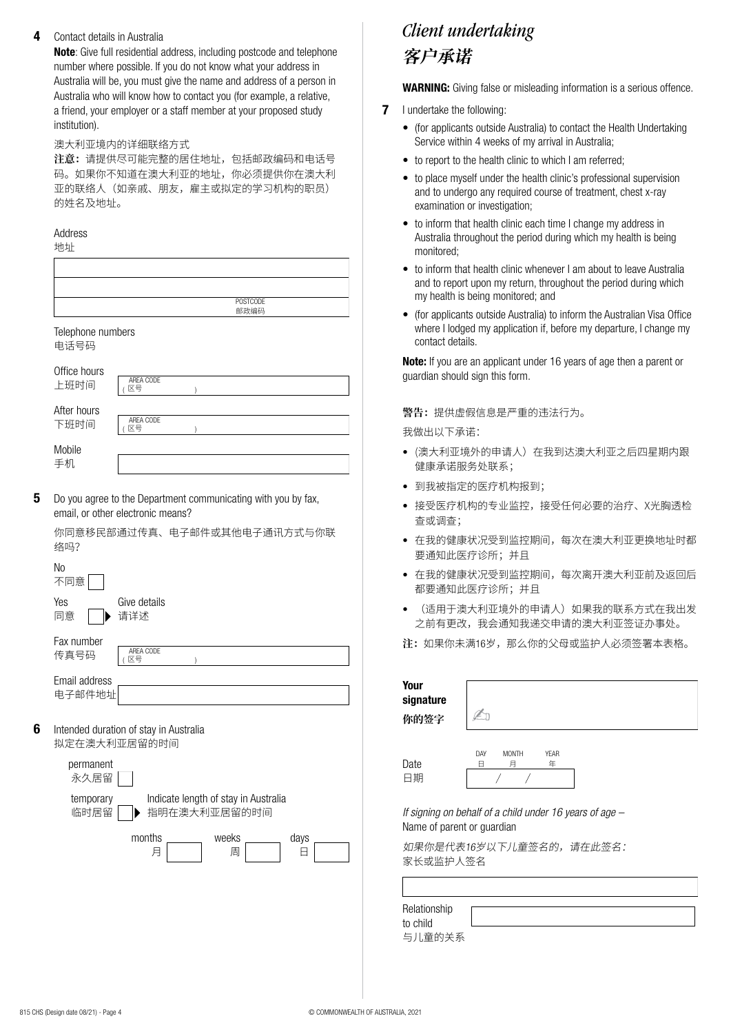**4** Contact details in Australia

**Note**: Give full residential address, including postcode and telephone number where possible. If you do not know what your address in Australia will be, you must give the name and address of a person in Australia who will know how to contact you (for example, a relative, a friend, your employer or a staff member at your proposed study institution).

澳大利亚境内的详细联络方式

**注意：**请提供尽可能完整的居住地址，包括邮政编码和电话号码。如果你不知道在澳大利亚的地址，你必须提供你在澳大利亚的联络人（如亲戚、朋友，雇主或拟定的学习机构的职员）的姓名及地址。

Address
地址

POSTCODE
邮政编码

Telephone numbers
电话号码

Office hours
上班时间 AREA CODE ( 区号 )

After hours
下班时间 AREA CODE ( 区号 )

Mobile
手机

**5** Do you agree to the Department communicating with you by fax, email, or other electronic means?

你同意移民部通过传真、电子邮件或其他电子通讯方式与你联络吗?

No
不同意

Yes
同意 ▶ Give details
请详述

Fax number
传真号码 AREA CODE ( 区号 )

Email address
电子邮件地址

**6** Intended duration of stay in Australia
拟定在澳大利亚居留的时间

permanent
永久居留

temporary
临时居留 ▶ Indicate length of stay in Australia
指明在澳大利亚居留的时间

months 月 | weeks 周 | days 日

## *Client undertaking*
## *客户承诺*

**WARNING:** Giving false or misleading information is a serious offence.

**7** I undertake the following:

- (for applicants outside Australia) to contact the Health Undertaking Service within 4 weeks of my arrival in Australia;
- to report to the health clinic to which I am referred;
- to place myself under the health clinic's professional supervision and to undergo any required course of treatment, chest x-ray examination or investigation;
- to inform that health clinic each time I change my address in Australia throughout the period during which my health is being monitored;
- to inform that health clinic whenever I am about to leave Australia and to report upon my return, throughout the period during which my health is being monitored; and
- (for applicants outside Australia) to inform the Australian Visa Office where I lodged my application if, before my departure, I change my contact details.

**Note:** If you are an applicant under 16 years of age then a parent or guardian should sign this form.

**警告：**提供虚假信息是严重的违法行为。

我做出以下承诺：

- (澳大利亚境外的申请人）在我到达澳大利亚之后四星期内跟健康承诺服务处联系；
- 到我被指定的医疗机构报到；
- 接受医疗机构的专业监控，接受任何必要的治疗、X光胸透检查或调查；
- 在我的健康状况受到监控期间，每次在澳大利亚更换地址时都要通知此医疗诊所；并且
- 在我的健康状况受到监控期间，每次离开澳大利亚前及返回后都要通知此医疗诊所；并且
- （适用于澳大利亚境外的申请人）如果我的联系方式在我出发之前有更改，我会通知我递交申请的澳大利亚签证办事处。

**注：**如果你未满16岁，那么你的父母或监护人必须签署本表格。

**Your signature**
**你的签字**

Date
日期 DAY 日 / MONTH 月 / YEAR 年

*If signing on behalf of a child under 16 years of age –*
Name of parent or guardian

*如果你是代表16岁以下儿童签名的，请在此签名：*
家长或监护人签名

Relationship to child
与儿童的关系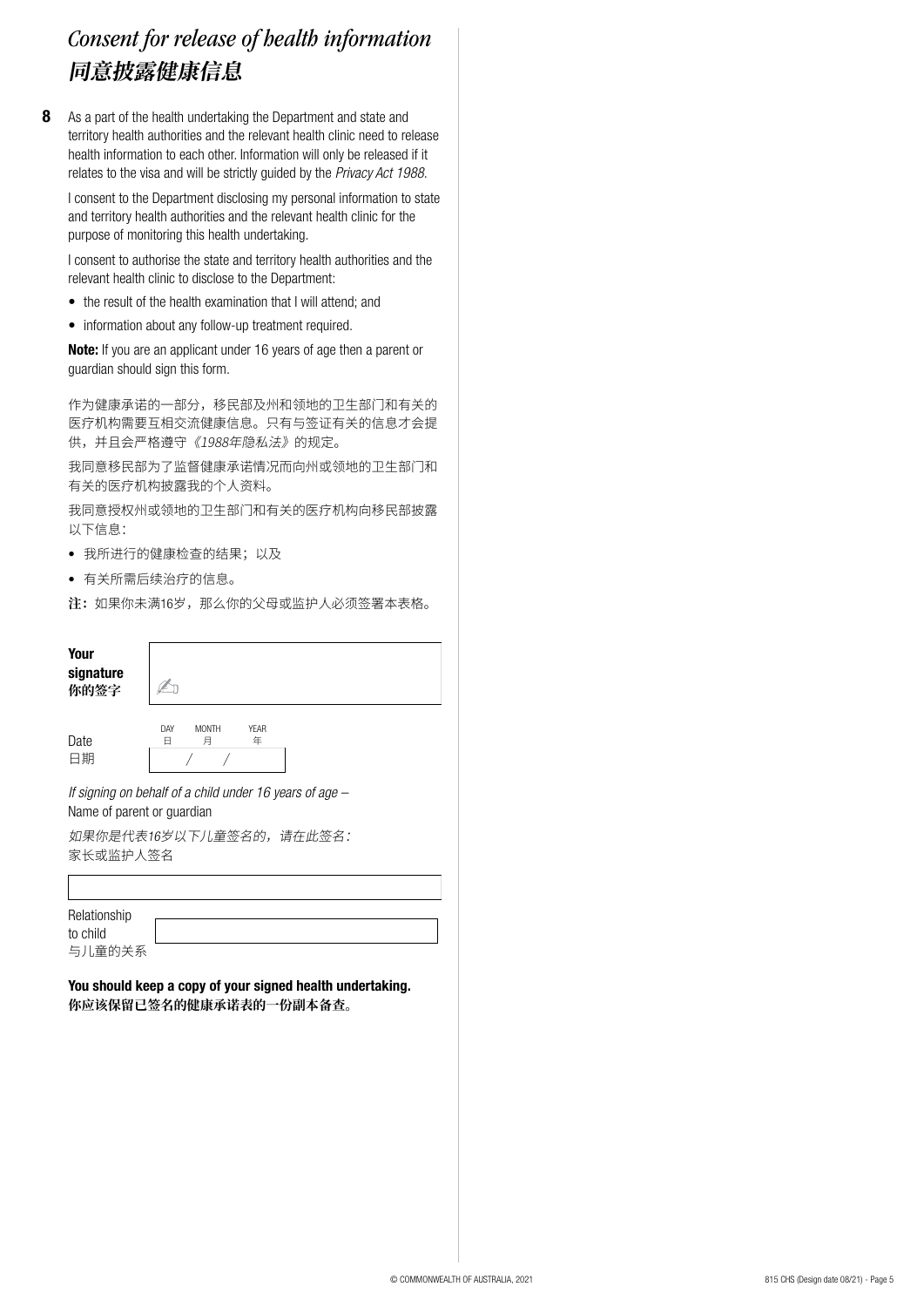# *Consent for release of health information*
# *同意披露健康信息*

**8** As a part of the health undertaking the Department and state and territory health authorities and the relevant health clinic need to release health information to each other. Information will only be released if it relates to the visa and will be strictly guided by the *Privacy Act 1988*.

I consent to the Department disclosing my personal information to state and territory health authorities and the relevant health clinic for the purpose of monitoring this health undertaking.

I consent to authorise the state and territory health authorities and the relevant health clinic to disclose to the Department:

- the result of the health examination that I will attend; and
- information about any follow-up treatment required.

**Note:** If you are an applicant under 16 years of age then a parent or guardian should sign this form.

作为健康承诺的一部分，移民部及州和领地的卫生部门和有关的医疗机构需要互相交流健康信息。只有与签证有关的信息才会提供，并且会严格遵守《*1988年隐私法*》的规定。

我同意移民部为了监督健康承诺情况而向州或领地的卫生部门和有关的医疗机构披露我的个人资料。

我同意授权州或领地的卫生部门和有关的医疗机构向移民部披露以下信息：

- 我所进行的健康检查的结果；以及
- 有关所需后续治疗的信息。

**注：**如果你未满16岁，那么你的父母或监护人必须签署本表格。

**Your signature**
**你的签字**

Date
日期

DAY 日 / MONTH 月 / YEAR 年

*If signing on behalf of a child under 16 years of age –*
Name of parent or guardian

*如果你是代表16岁以下儿童签名的，请在此签名：*
家长或监护人签名

Relationship to child
与儿童的关系

**You should keep a copy of your signed health undertaking.**
**你应该保留已签名的健康承诺表的一份副本备查。**

© COMMONWEALTH OF AUSTRALIA, 2021

815 CHS (Design date 08/21)